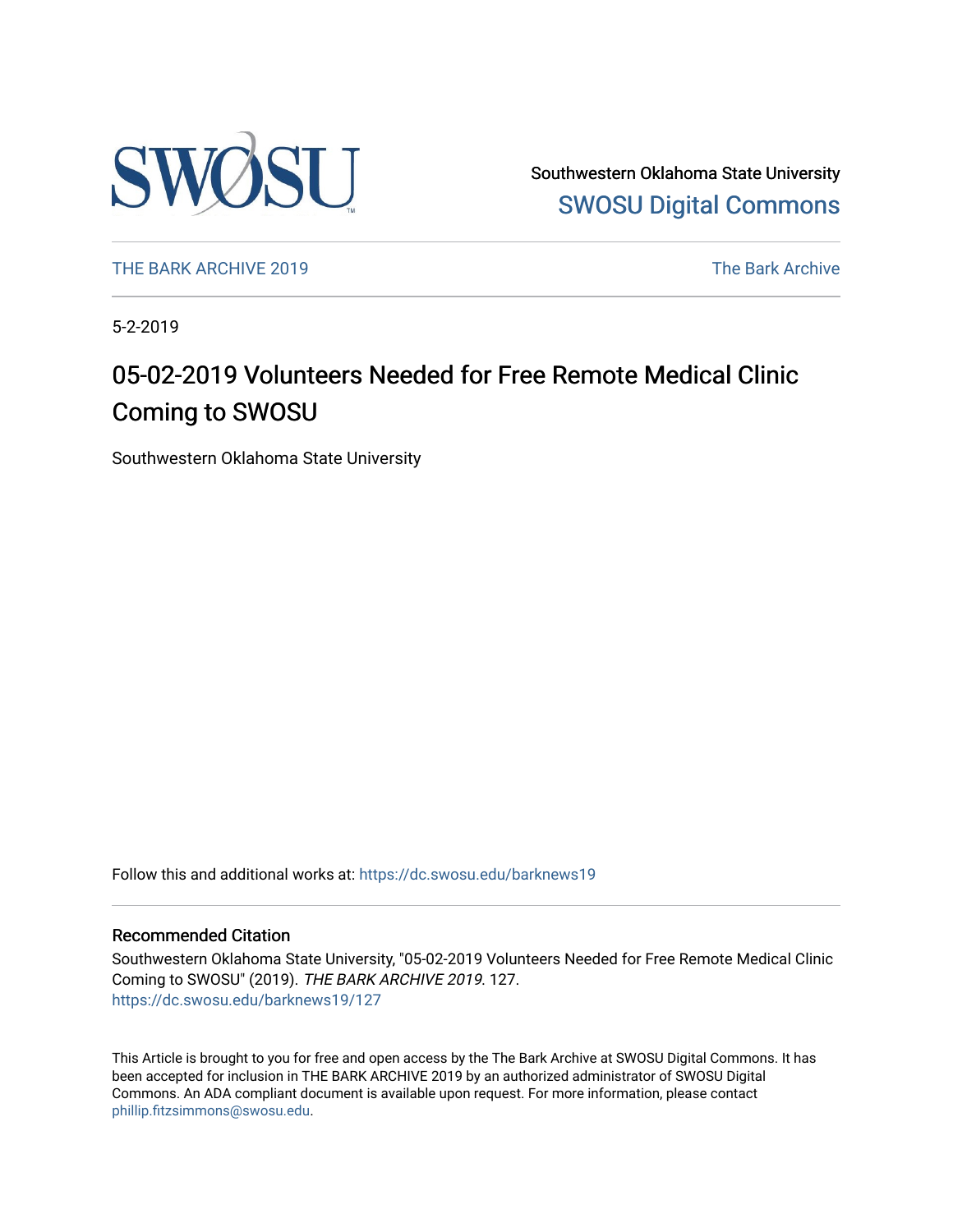Southwestern Oklahoma State University
SWOSU Digital Commons

THE BARK ARCHIVE 2019 | The Bark Archive

5-2-2019

# 05-02-2019 Volunteers Needed for Free Remote Medical Clinic Coming to SWOSU

Southwestern Oklahoma State University

Follow this and additional works at: https://dc.swosu.edu/barknews19

## Recommended Citation

Southwestern Oklahoma State University, "05-02-2019 Volunteers Needed for Free Remote Medical Clinic Coming to SWOSU" (2019). *THE BARK ARCHIVE 2019*. 127.
https://dc.swosu.edu/barknews19/127

This Article is brought to you for free and open access by the The Bark Archive at SWOSU Digital Commons. It has been accepted for inclusion in THE BARK ARCHIVE 2019 by an authorized administrator of SWOSU Digital Commons. An ADA compliant document is available upon request. For more information, please contact phillip.fitzsimmons@swosu.edu.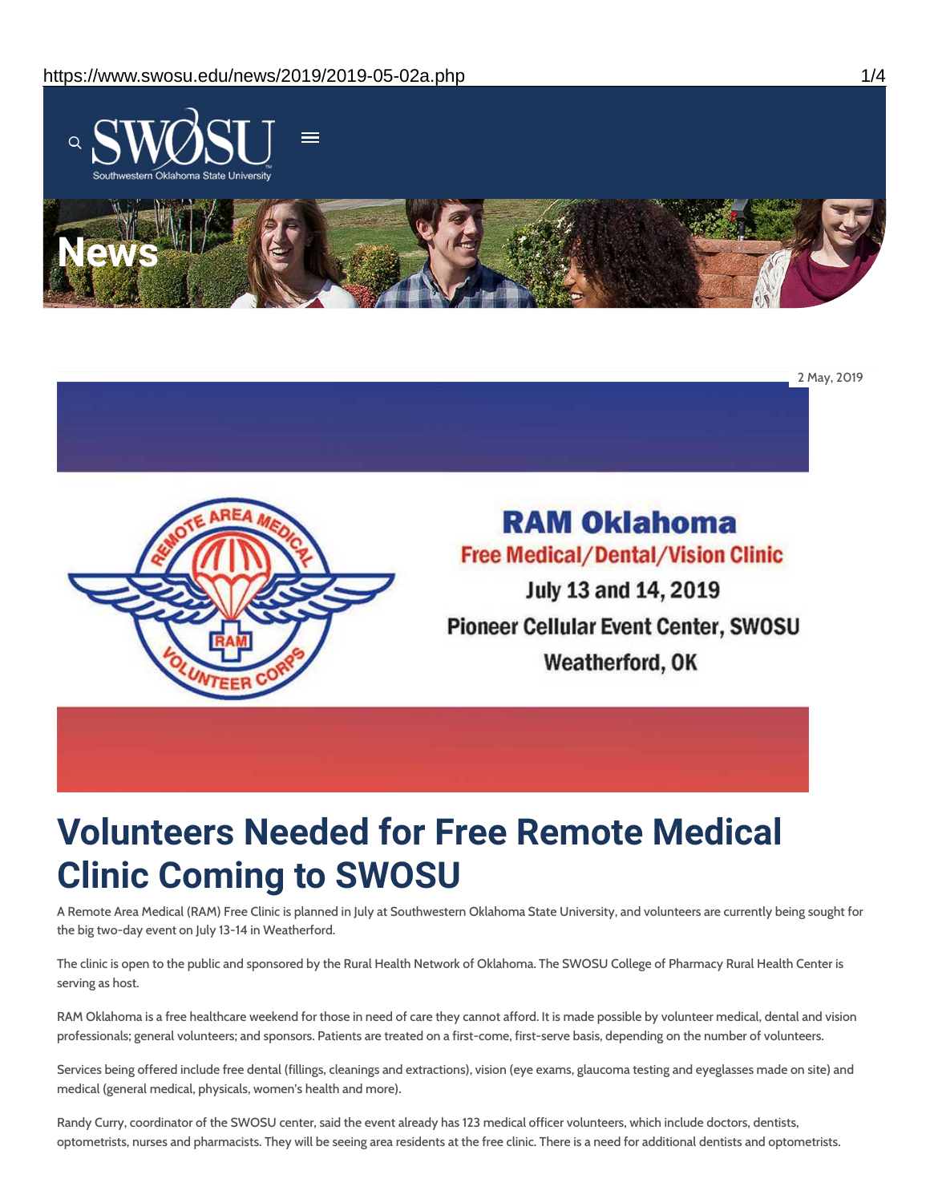News

2 May, 2019

RAM Oklahoma

Free Medical/Dental/Vision Clinic

July 13 and 14, 2019

Pioneer Cellular Event Center, SWOSU

Weatherford, OK

# Volunteers Needed for Free Remote Medical Clinic Coming to SWOSU

A Remote Area Medical (RAM) Free Clinic is planned in July at Southwestern Oklahoma State University, and volunteers are currently being sought for the big two-day event on July 13-14 in Weatherford.

The clinic is open to the public and sponsored by the Rural Health Network of Oklahoma. The SWOSU College of Pharmacy Rural Health Center is serving as host.

RAM Oklahoma is a free healthcare weekend for those in need of care they cannot afford. It is made possible by volunteer medical, dental and vision professionals; general volunteers; and sponsors. Patients are treated on a first-come, first-serve basis, depending on the number of volunteers.

Services being offered include free dental (fillings, cleanings and extractions), vision (eye exams, glaucoma testing and eyeglasses made on site) and medical (general medical, physicals, women's health and more).

Randy Curry, coordinator of the SWOSU center, said the event already has 123 medical officer volunteers, which include doctors, dentists, optometrists, nurses and pharmacists. They will be seeing area residents at the free clinic. There is a need for additional dentists and optometrists.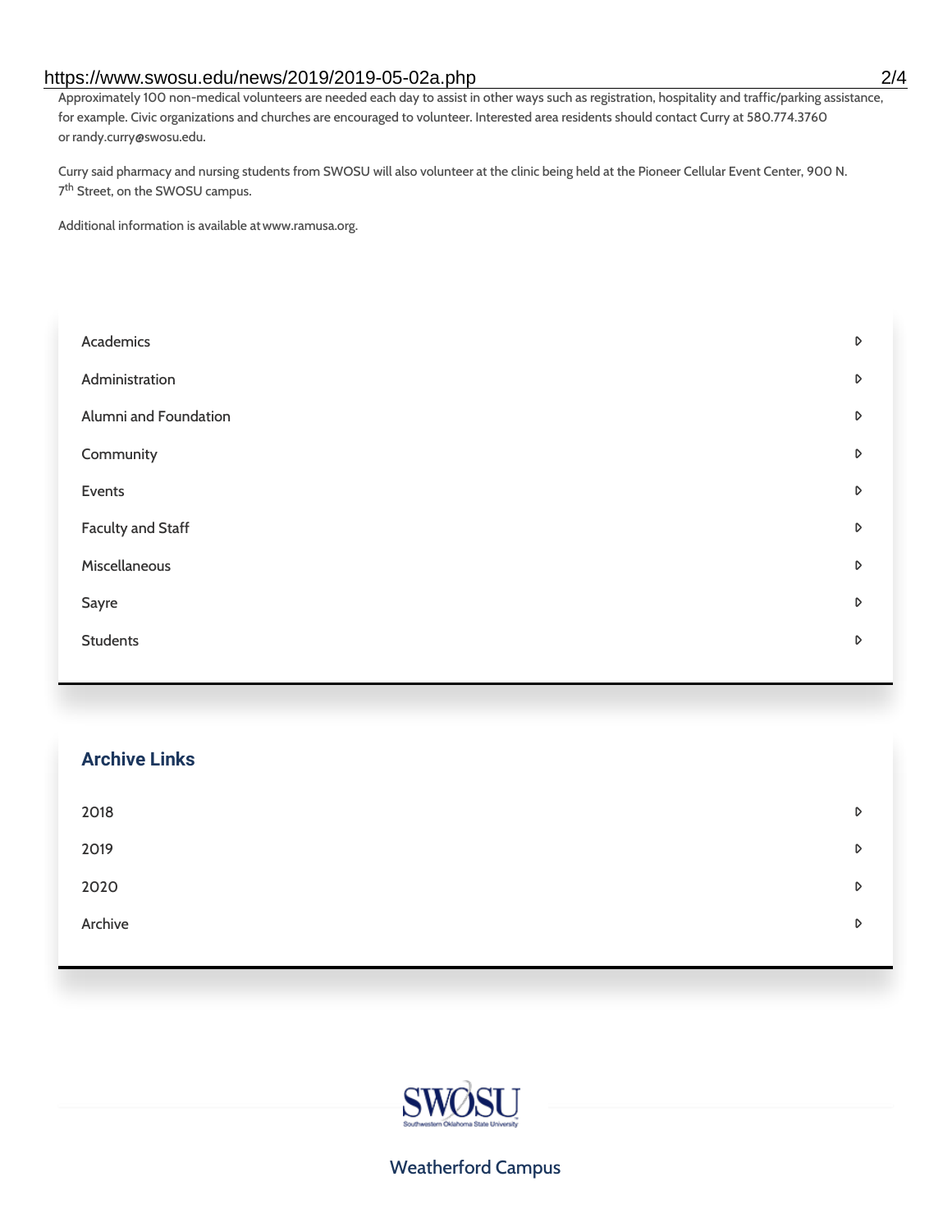Approximately 100 non-medical volunteers are needed each day to assist in other ways such as registration, hospitality and traffic/parking assistance, for example. Civic organizations and churches are encouraged to volunteer. Interested area residents should contact Curry at 580.774.3760 or randy.curry@swosu.edu.

Curry said pharmacy and nursing students from SWOSU will also volunteer at the clinic being held at the Pioneer Cellular Event Center, 900 N. 7th Street, on the SWOSU campus.

Additional information is available at www.ramusa.org.

- Academics
- Administration
- Alumni and Foundation
- Community
- Events
- Faculty and Staff
- Miscellaneous
- Sayre
- Students

## Archive Links

- 2018
- 2019
- 2020
- Archive

SWOSU

Southwestern Oklahoma State University

Weatherford Campus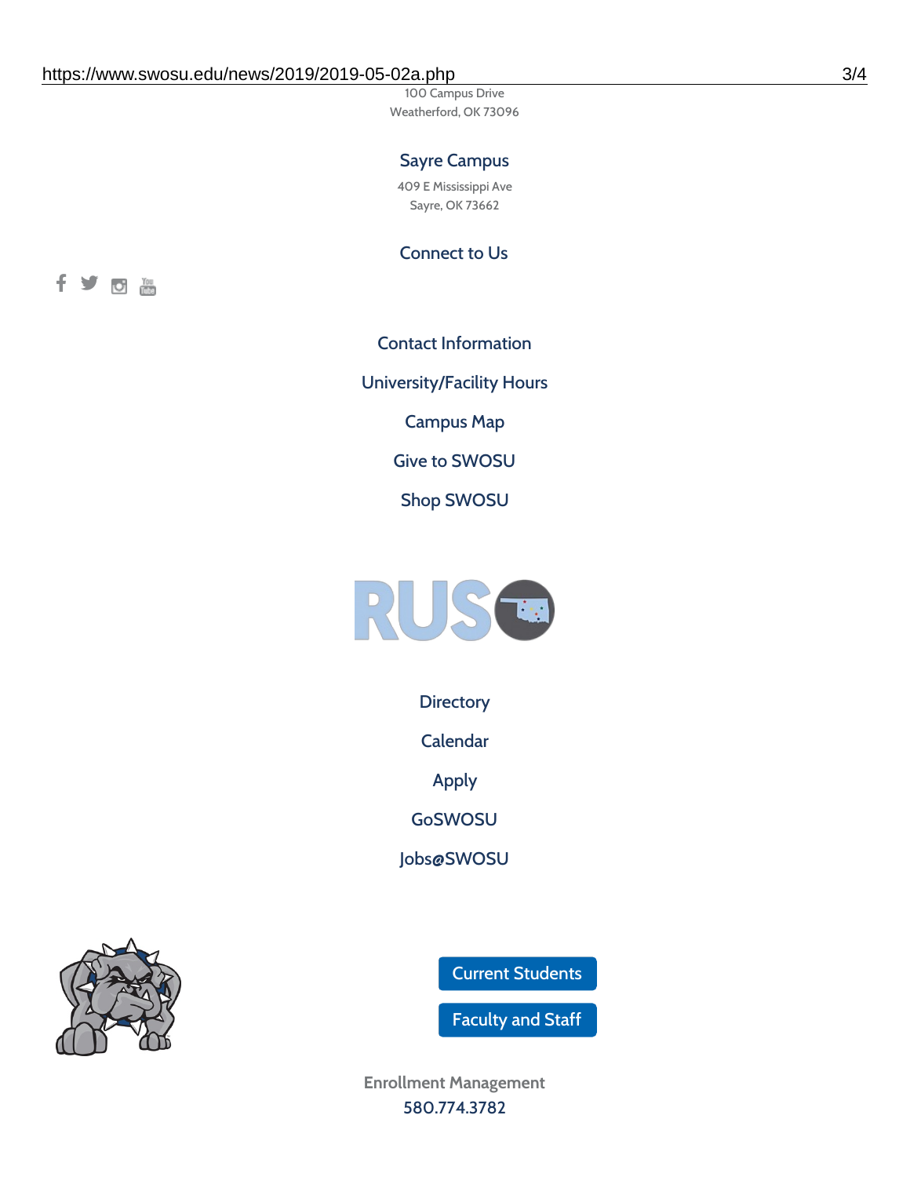100 Campus Drive
Weatherford, OK 73096

## Sayre Campus

409 E Mississippi Ave
Sayre, OK 73662

## Connect to Us

Contact Information

University/Facility Hours

Campus Map

Give to SWOSU

Shop SWOSU

Directory

Calendar

Apply

GoSWOSU

Jobs@SWOSU

Current Students

Faculty and Staff

Enrollment Management
580.774.3782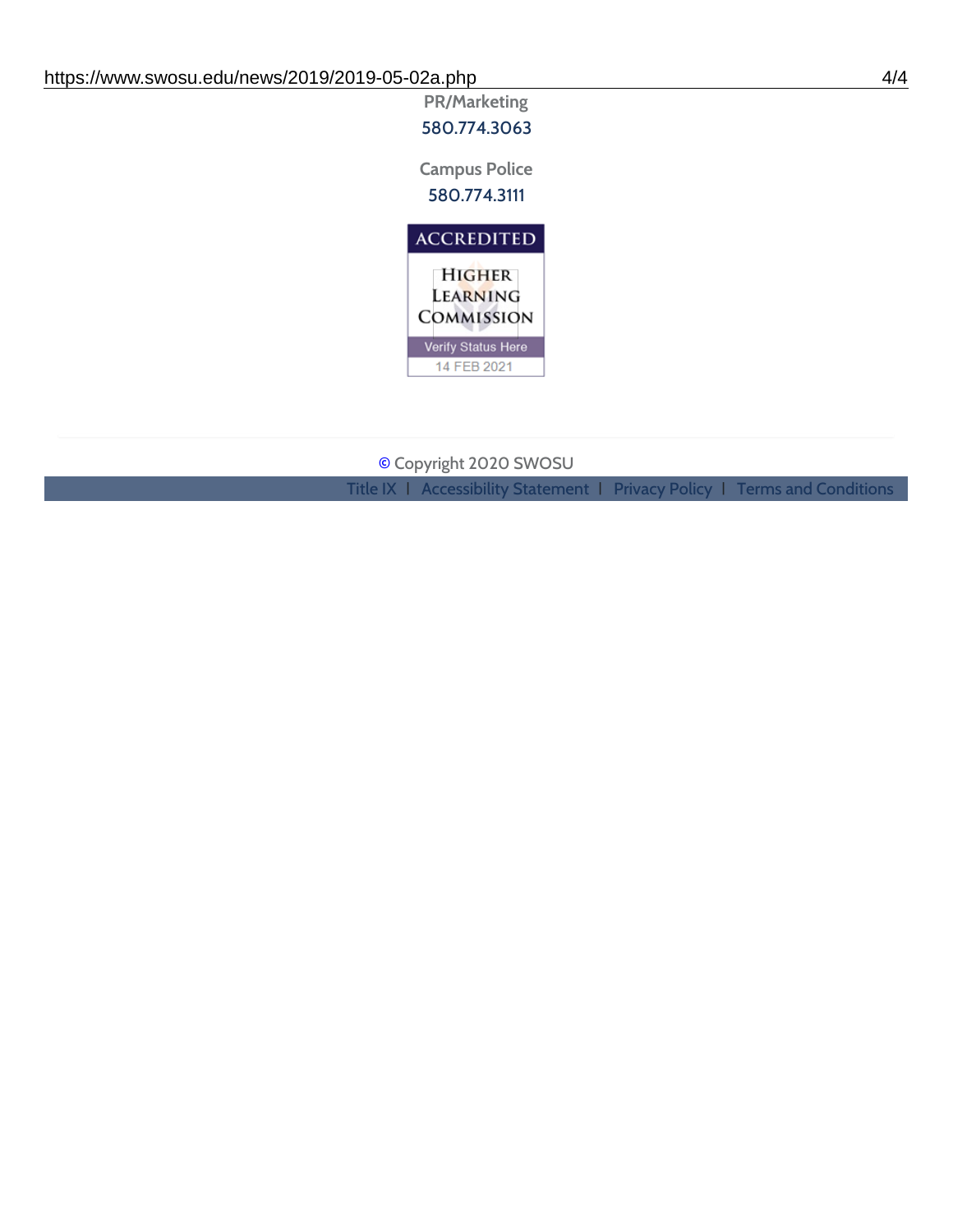PR/Marketing
580.774.3063

Campus Police
580.774.3111

ACCREDITED
HIGHER LEARNING COMMISSION
Verify Status Here
14 FEB 2021

© Copyright 2020 SWOSU

Title IX | Accessibility Statement | Privacy Policy | Terms and Conditions